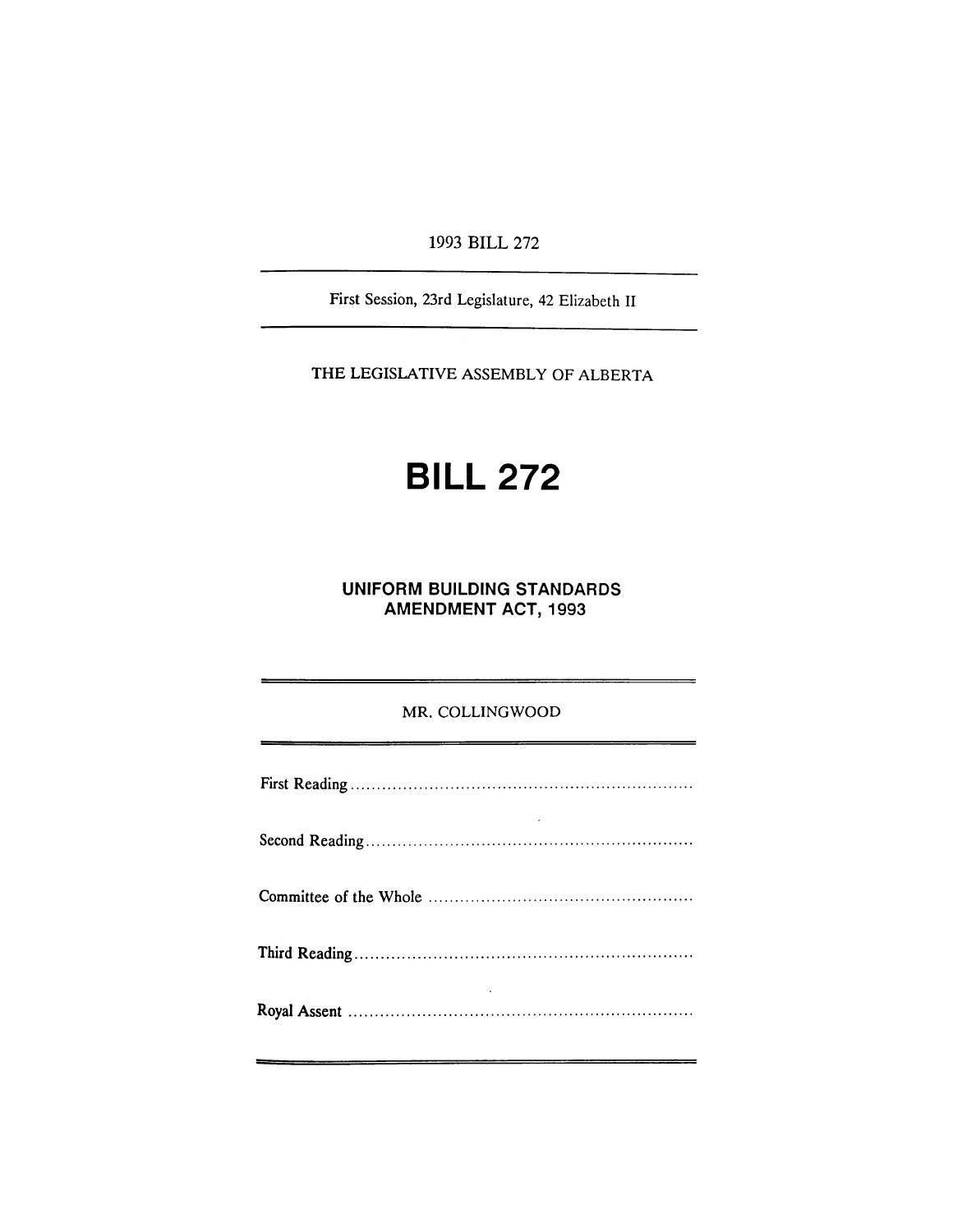1993 BILL 272

---

First Session, 23rd Legislature, 42 Elizabeth II

---

THE LEGISLATIVE ASSEMBLY OF ALBERTA

# BILL 272

## UNIFORM BUILDING STANDARDS AMENDMENT ACT, 1993

---

MR. COLLINGWOOD

---

First Reading ..................................................................

Second Reading ..............................................................

Committee of the Whole ..................................................

Third Reading ................................................................

Royal Assent ..................................................................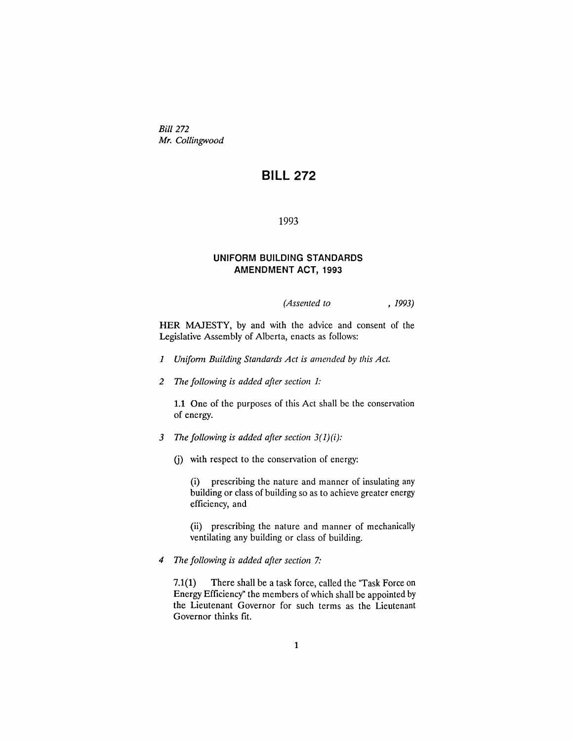*Bill 272*
*Mr. Collingwood*

# BILL 272

1993

## UNIFORM BUILDING STANDARDS AMENDMENT ACT, 1993

*(Assented to , 1993)*

HER MAJESTY, by and with the advice and consent of the Legislative Assembly of Alberta, enacts as follows:

*1 Uniform Building Standards Act is amended by this Act.*

*2 The following is added after section 1:*

1.1 One of the purposes of this Act shall be the conservation of energy.

*3 The following is added after section 3(1)(i):*

(j) with respect to the conservation of energy:

(i) prescribing the nature and manner of insulating any building or class of building so as to achieve greater energy efficiency, and

(ii) prescribing the nature and manner of mechanically ventilating any building or class of building.

*4 The following is added after section 7:*

7.1(1) There shall be a task force, called the "Task Force on Energy Efficiency" the members of which shall be appointed by the Lieutenant Governor for such terms as the Lieutenant Governor thinks fit.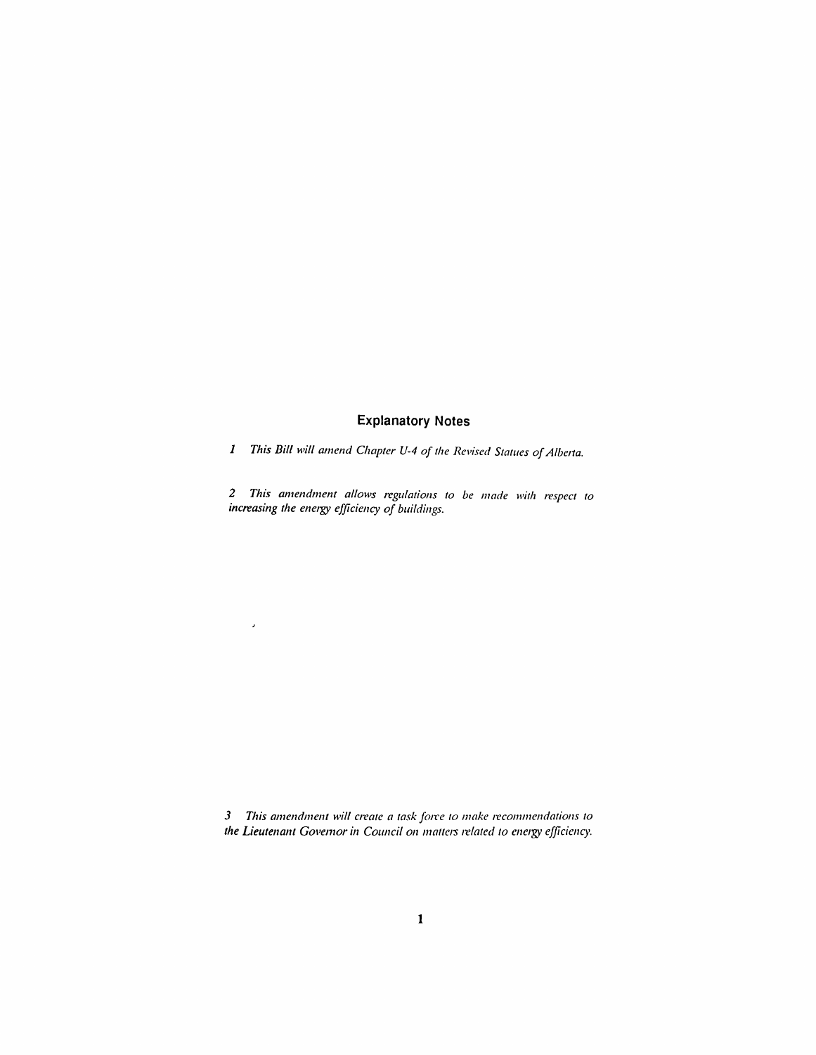## Explanatory Notes

*1 This Bill will amend Chapter U-4 of the Revised Statues of Alberta.*

*2 This amendment allows regulations to be made with respect to increasing the energy efficiency of buildings.*

*3 This amendment will create a task force to make recommendations to the Lieutenant Governor in Council on matters related to energy efficiency.*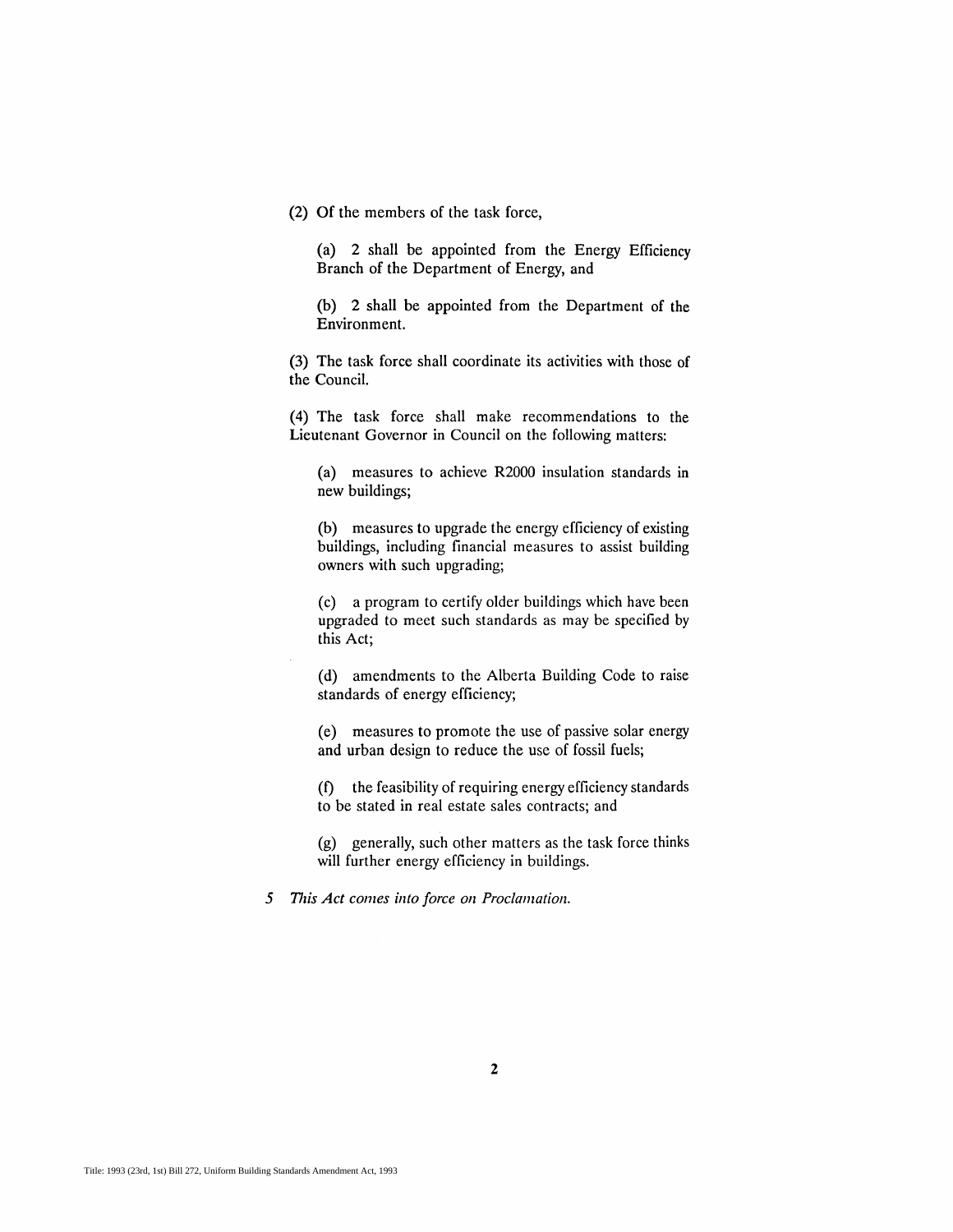(2) Of the members of the task force,

(a) 2 shall be appointed from the Energy Efficiency Branch of the Department of Energy, and

(b) 2 shall be appointed from the Department of the Environment.

(3) The task force shall coordinate its activities with those of the Council.

(4) The task force shall make recommendations to the Lieutenant Governor in Council on the following matters:

(a) measures to achieve R2000 insulation standards in new buildings;

(b) measures to upgrade the energy efficiency of existing buildings, including financial measures to assist building owners with such upgrading;

(c) a program to certify older buildings which have been upgraded to meet such standards as may be specified by this Act;

(d) amendments to the Alberta Building Code to raise standards of energy efficiency;

(e) measures to promote the use of passive solar energy and urban design to reduce the use of fossil fuels;

(f) the feasibility of requiring energy efficiency standards to be stated in real estate sales contracts; and

(g) generally, such other matters as the task force thinks will further energy efficiency in buildings.

*5 This Act comes into force on Proclamation.*